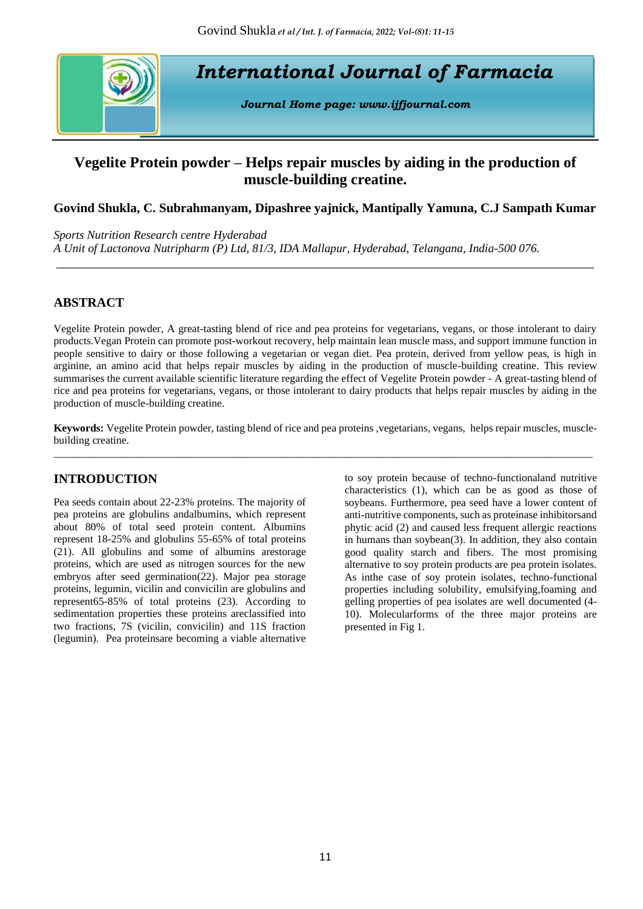# International Journal of Farmacia

*Journal Home page: www.ijfjournal.com*

## Vegelite Protein powder – Helps repair muscles by aiding in the production of muscle-building creatine.

**Govind Shukla, C. Subrahmanyam, Dipashree yajnick, Mantipally Yamuna, C.J Sampath Kumar**

*Sports Nutrition Research centre Hyderabad*
*A Unit of Lactonova Nutripharm (P) Ltd, 81/3, IDA Mallapur, Hyderabad, Telangana, India-500 076.*

## ABSTRACT

Vegelite Protein powder, A great-tasting blend of rice and pea proteins for vegetarians, vegans, or those intolerant to dairy products.Vegan Protein can promote post-workout recovery, help maintain lean muscle mass, and support immune function in people sensitive to dairy or those following a vegetarian or vegan diet. Pea protein, derived from yellow peas, is high in arginine, an amino acid that helps repair muscles by aiding in the production of muscle-building creatine. This review summarises the current available scientific literature regarding the effect of Vegelite Protein powder - A great-tasting blend of rice and pea proteins for vegetarians, vegans, or those intolerant to dairy products that helps repair muscles by aiding in the production of muscle-building creatine.

**Keywords:** Vegelite Protein powder, tasting blend of rice and pea proteins ,vegetarians, vegans, helps repair muscles, muscle-building creatine.

## INTRODUCTION

Pea seeds contain about 22-23% proteins. The majority of pea proteins are globulins andalbumins, which represent about 80% of total seed protein content. Albumins represent 18-25% and globulins 55-65% of total proteins (21). All globulins and some of albumins arestorage proteins, which are used as nitrogen sources for the new embryos after seed germination(22). Major pea storage proteins, legumin, vicilin and convicilin are globulins and represent65-85% of total proteins (23). According to sedimentation properties these proteins areclassified into two fractions, 7S (vicilin, convicilin) and 11S fraction (legumin). Pea proteinsare becoming a viable alternative to soy protein because of techno-functionaland nutritive characteristics (1), which can be as good as those of soybeans. Furthermore, pea seed have a lower content of anti-nutritive components, such as proteinase inhibitorsand phytic acid (2) and caused less frequent allergic reactions in humans than soybean(3). In addition, they also contain good quality starch and fibers. The most promising alternative to soy protein products are pea protein isolates. As inthe case of soy protein isolates, techno-functional properties including solubility, emulsifying,foaming and gelling properties of pea isolates are well documented (4-10). Molecularforms of the three major proteins are presented in Fig 1.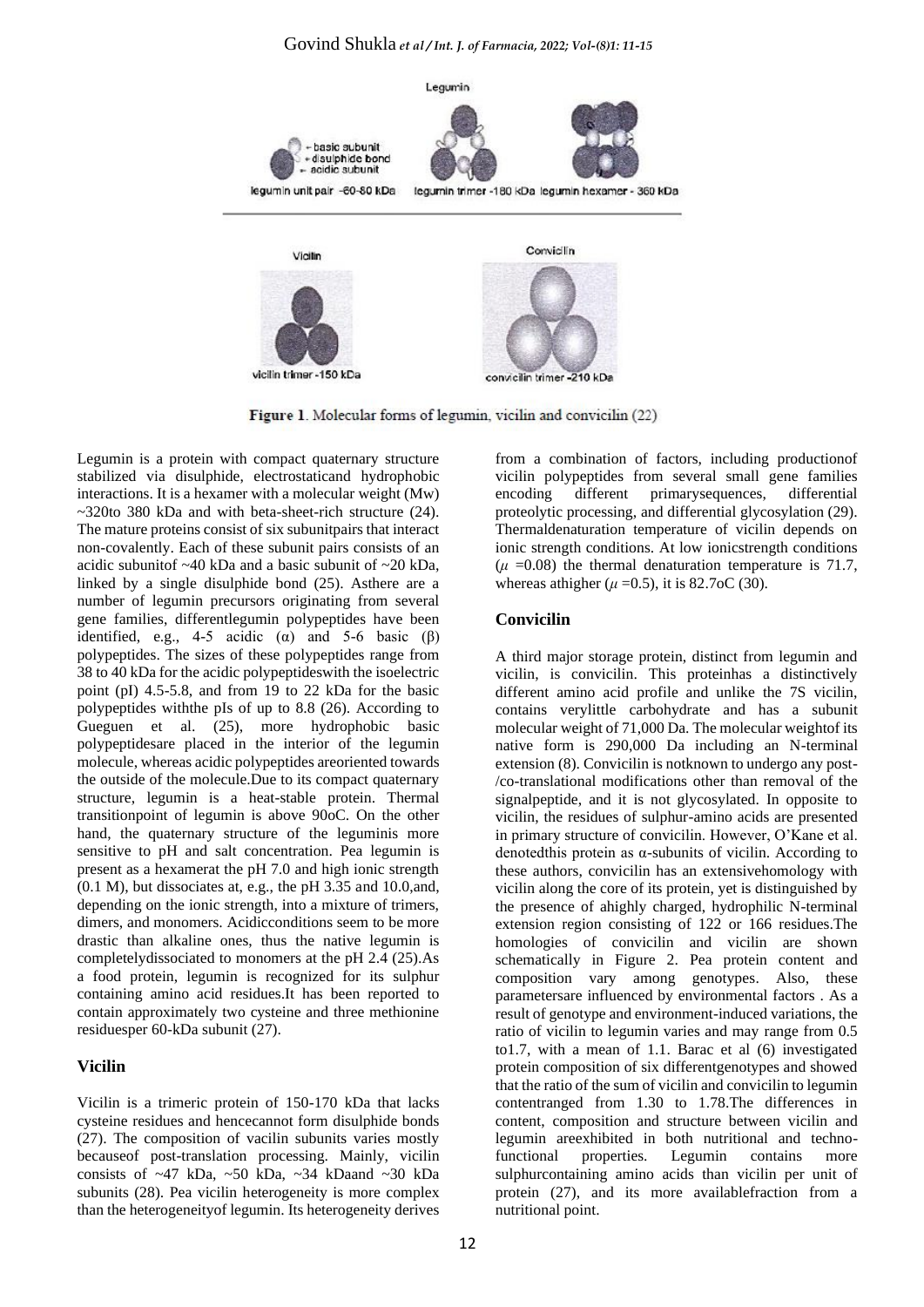Figure 1. Molecular forms of legumin, vicilin and convicilin (22)

Legumin is a protein with compact quaternary structure stabilized via disulphide, electrostaticand hydrophobic interactions. It is a hexamer with a molecular weight (Mw) ~320to 380 kDa and with beta-sheet-rich structure (24). The mature proteins consist of six subunitpairs that interact non-covalently. Each of these subunit pairs consists of an acidic subunitof ~40 kDa and a basic subunit of ~20 kDa, linked by a single disulphide bond (25). Asthere are a number of legumin precursors originating from several gene families, differentlegumin polypeptides have been identified, e.g., 4-5 acidic (α) and 5-6 basic (β) polypeptides. The sizes of these polypeptides range from 38 to 40 kDa for the acidic polypeptideswith the isoelectric point (pI) 4.5-5.8, and from 19 to 22 kDa for the basic polypeptides withthe pIs of up to 8.8 (26). According to Gueguen et al. (25), more hydrophobic basic polypeptidesare placed in the interior of the legumin molecule, whereas acidic polypeptides areoriented towards the outside of the molecule.Due to its compact quaternary structure, legumin is a heat-stable protein. Thermal transitionpoint of legumin is above 90oC. On the other hand, the quaternary structure of the leguminis more sensitive to pH and salt concentration. Pea legumin is present as a hexamerat the pH 7.0 and high ionic strength (0.1 M), but dissociates at, e.g., the pH 3.35 and 10.0,and, depending on the ionic strength, into a mixture of trimers, dimers, and monomers. Acidicconditions seem to be more drastic than alkaline ones, thus the native legumin is completelydissociated to monomers at the pH 2.4 (25).As a food protein, legumin is recognized for its sulphur containing amino acid residues.It has been reported to contain approximately two cysteine and three methionine residuesper 60-kDa subunit (27).

## Vicilin

Vicilin is a trimeric protein of 150-170 kDa that lacks cysteine residues and hencecannot form disulphide bonds (27). The composition of vacilin subunits varies mostly becauseof post-translation processing. Mainly, vicilin consists of ~47 kDa, ~50 kDa, ~34 kDaand ~30 kDa subunits (28). Pea vicilin heterogeneity is more complex than the heterogeneityof legumin. Its heterogeneity derives from a combination of factors, including productionof vicilin polypeptides from several small gene families encoding different primarysequences, differential proteolytic processing, and differential glycosylation (29). Thermaldenaturation temperature of vicilin depends on ionic strength conditions. At low ionicstrength conditions ($\mu$ =0.08) the thermal denaturation temperature is 71.7, whereas athigher ($\mu$ =0.5), it is 82.7oC (30).

## Convicilin

A third major storage protein, distinct from legumin and vicilin, is convicilin. This proteinhas a distinctively different amino acid profile and unlike the 7S vicilin, contains verylittle carbohydrate and has a subunit molecular weight of 71,000 Da. The molecular weightof its native form is 290,000 Da including an N-terminal extension (8). Convicilin is notknown to undergo any post-/co-translational modifications other than removal of the signalpeptide, and it is not glycosylated. In opposite to vicilin, the residues of sulphur-amino acids are presented in primary structure of convicilin. However, O'Kane et al. denotedthis protein as α-subunits of vicilin. According to these authors, convicilin has an extensivehomology with vicilin along the core of its protein, yet is distinguished by the presence of ahighly charged, hydrophilic N-terminal extension region consisting of 122 or 166 residues.The homologies of convicilin and vicilin are shown schematically in Figure 2. Pea protein content and composition vary among genotypes. Also, these parametersare influenced by environmental factors . As a result of genotype and environment-induced variations, the ratio of vicilin to legumin varies and may range from 0.5 to1.7, with a mean of 1.1. Barac et al (6) investigated protein composition of six differentgenotypes and showed that the ratio of the sum of vicilin and convicilin to legumin contentranged from 1.30 to 1.78.The differences in content, composition and structure between vicilin and legumin areexhibited in both nutritional and techno-functional properties. Legumin contains more sulphurcontaining amino acids than vicilin per unit of protein (27), and its more availablefraction from a nutritional point.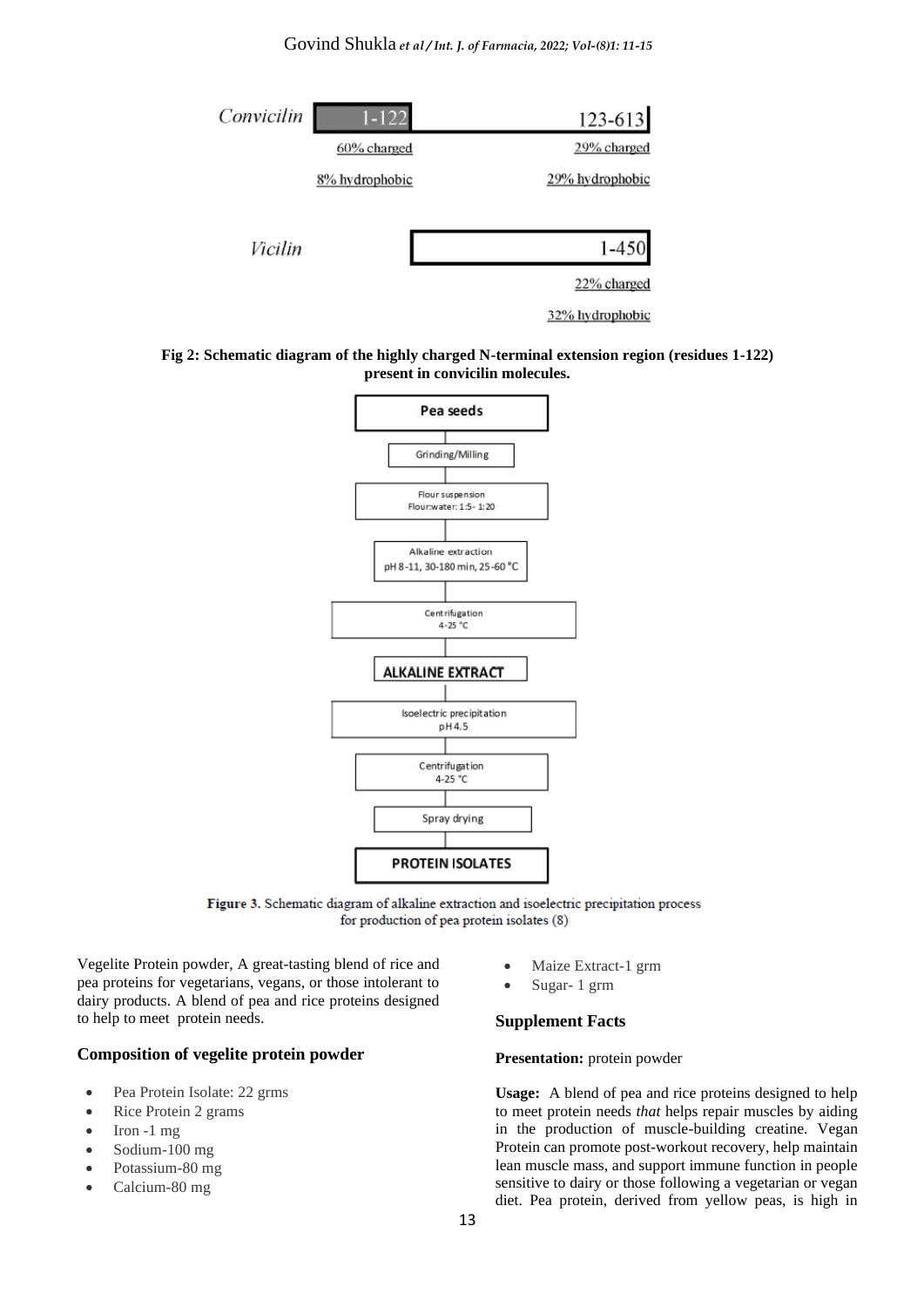Convicilin: 1-122 | 123-613

- 1-122: 60% charged, 8% hydrophobic
- 123-613: 29% charged, 29% hydrophobic

Vicilin: 1-450

- 1-450: 22% charged, 32% hydrophobic

**Fig 2: Schematic diagram of the highly charged N-terminal extension region (residues 1-122) present in convicilin molecules.**

Pea seeds
→ Grinding/Milling
→ Flour suspension (Flour:water: 1:5- 1:20)
→ Alkaline extraction (pH 8-11, 30-180 min, 25-60 °C)
→ Centrifugation (4-25 °C)
→ ALKALINE EXTRACT
→ Isoelectric precipitation (pH 4.5)
→ Centrifugation (4-25 °C)
→ Spray drying
→ PROTEIN ISOLATES

**Figure 3.** Schematic diagram of alkaline extraction and isoelectric precipitation process for production of pea protein isolates (8)

Vegelite Protein powder, A great-tasting blend of rice and pea proteins for vegetarians, vegans, or those intolerant to dairy products. A blend of pea and rice proteins designed to help to meet protein needs.

## Composition of vegelite protein powder

- Pea Protein Isolate: 22 grms
- Rice Protein 2 grams
- Iron -1 mg
- Sodium-100 mg
- Potassium-80 mg
- Calcium-80 mg
- Maize Extract-1 grm
- Sugar- 1 grm

## Supplement Facts

**Presentation:** protein powder

**Usage:** A blend of pea and rice proteins designed to help to meet protein needs *that* helps repair muscles by aiding in the production of muscle-building creatine. Vegan Protein can promote post-workout recovery, help maintain lean muscle mass, and support immune function in people sensitive to dairy or those following a vegetarian or vegan diet. Pea protein, derived from yellow peas, is high in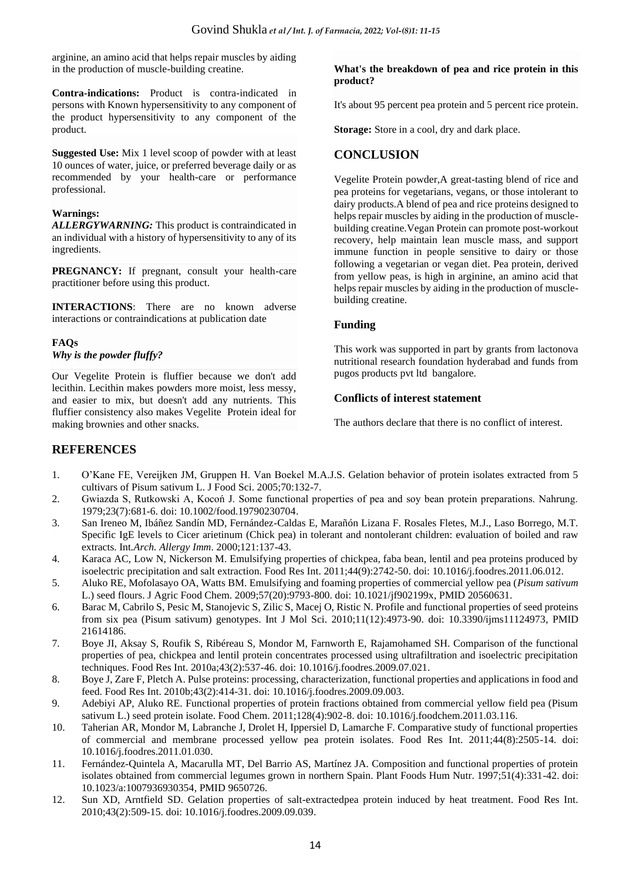arginine, an amino acid that helps repair muscles by aiding in the production of muscle-building creatine.

**Contra-indications:** Product is contra-indicated in persons with Known hypersensitivity to any component of the product hypersensitivity to any component of the product.

**Suggested Use:** Mix 1 level scoop of powder with at least 10 ounces of water, juice, or preferred beverage daily or as recommended by your health-care or performance professional.

**Warnings:**
***ALLERGYWARNING:*** This product is contraindicated in an individual with a history of hypersensitivity to any of its ingredients.

**PREGNANCY:** If pregnant, consult your health-care practitioner before using this product.

**INTERACTIONS**: There are no known adverse interactions or contraindications at publication date

**FAQs**
***Why is the powder fluffy?***

Our Vegelite Protein is fluffier because we don't add lecithin. Lecithin makes powders more moist, less messy, and easier to mix, but doesn't add any nutrients. This fluffier consistency also makes Vegelite Protein ideal for making brownies and other snacks.

**What's the breakdown of pea and rice protein in this product?**

It's about 95 percent pea protein and 5 percent rice protein.

**Storage:** Store in a cool, dry and dark place.

## CONCLUSION

Vegelite Protein powder,A great-tasting blend of rice and pea proteins for vegetarians, vegans, or those intolerant to dairy products.A blend of pea and rice proteins designed to helps repair muscles by aiding in the production of muscle-building creatine.Vegan Protein can promote post-workout recovery, help maintain lean muscle mass, and support immune function in people sensitive to dairy or those following a vegetarian or vegan diet. Pea protein, derived from yellow peas, is high in arginine, an amino acid that helps repair muscles by aiding in the production of muscle-building creatine.

### Funding

This work was supported in part by grants from lactonova nutritional research foundation hyderabad and funds from pugos products pvt ltd bangalore.

### Conflicts of interest statement

The authors declare that there is no conflict of interest.

## REFERENCES

1. O'Kane FE, Vereijken JM, Gruppen H. Van Boekel M.A.J.S. Gelation behavior of protein isolates extracted from 5 cultivars of Pisum sativum L. J Food Sci. 2005;70:132-7.
2. Gwiazda S, Rutkowski A, Kocoń J. Some functional properties of pea and soy bean protein preparations. Nahrung. 1979;23(7):681-6. doi: 10.1002/food.19790230704.
3. San Ireneo M, Ibáñez Sandín MD, Fernández-Caldas E, Marañón Lizana F. Rosales Fletes, M.J., Laso Borrego, M.T. Specific IgE levels to Cicer arietinum (Chick pea) in tolerant and nontolerant children: evaluation of boiled and raw extracts. Int.*Arch. Allergy Imm*. 2000;121:137-43.
4. Karaca AC, Low N, Nickerson M. Emulsifying properties of chickpea, faba bean, lentil and pea proteins produced by isoelectric precipitation and salt extraction. Food Res Int. 2011;44(9):2742-50. doi: 10.1016/j.foodres.2011.06.012.
5. Aluko RE, Mofolasayo OA, Watts BM. Emulsifying and foaming properties of commercial yellow pea (*Pisum sativum* L.) seed flours. J Agric Food Chem. 2009;57(20):9793-800. doi: 10.1021/jf902199x, PMID 20560631.
6. Barac M, Cabrilo S, Pesic M, Stanojevic S, Zilic S, Macej O, Ristic N. Profile and functional properties of seed proteins from six pea (Pisum sativum) genotypes. Int J Mol Sci. 2010;11(12):4973-90. doi: 10.3390/ijms11124973, PMID 21614186.
7. Boye JI, Aksay S, Roufik S, Ribéreau S, Mondor M, Farnworth E, Rajamohamed SH. Comparison of the functional properties of pea, chickpea and lentil protein concentrates processed using ultrafiltration and isoelectric precipitation techniques. Food Res Int. 2010a;43(2):537-46. doi: 10.1016/j.foodres.2009.07.021.
8. Boye J, Zare F, Pletch A. Pulse proteins: processing, characterization, functional properties and applications in food and feed. Food Res Int. 2010b;43(2):414-31. doi: 10.1016/j.foodres.2009.09.003.
9. Adebiyi AP, Aluko RE. Functional properties of protein fractions obtained from commercial yellow field pea (Pisum sativum L.) seed protein isolate. Food Chem. 2011;128(4):902-8. doi: 10.1016/j.foodchem.2011.03.116.
10. Taherian AR, Mondor M, Labranche J, Drolet H, Ippersiel D, Lamarche F. Comparative study of functional properties of commercial and membrane processed yellow pea protein isolates. Food Res Int. 2011;44(8):2505-14. doi: 10.1016/j.foodres.2011.01.030.
11. Fernández-Quintela A, Macarulla MT, Del Barrio AS, Martínez JA. Composition and functional properties of protein isolates obtained from commercial legumes grown in northern Spain. Plant Foods Hum Nutr. 1997;51(4):331-42. doi: 10.1023/a:1007936930354, PMID 9650726.
12. Sun XD, Arntfield SD. Gelation properties of salt-extractedpea protein induced by heat treatment. Food Res Int. 2010;43(2):509-15. doi: 10.1016/j.foodres.2009.09.039.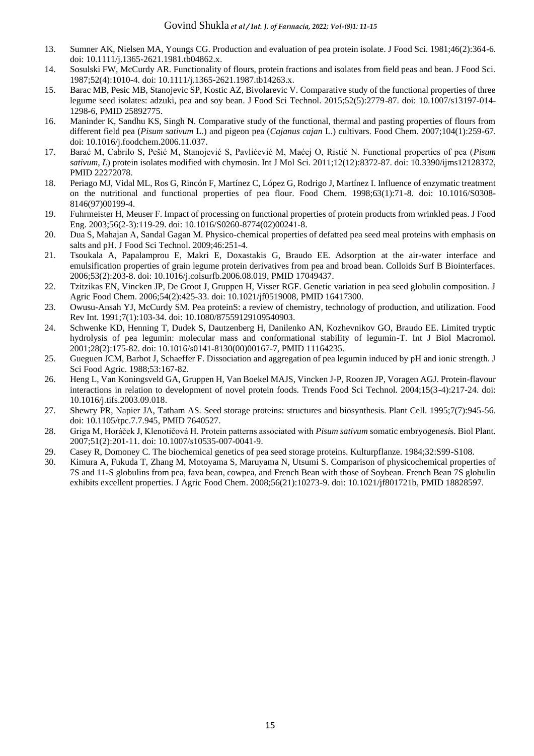13. Sumner AK, Nielsen MA, Youngs CG. Production and evaluation of pea protein isolate. J Food Sci. 1981;46(2):364-6. doi: 10.1111/j.1365-2621.1981.tb04862.x.
14. Sosulski FW, McCurdy AR. Functionality of flours, protein fractions and isolates from field peas and bean. J Food Sci. 1987;52(4):1010-4. doi: 10.1111/j.1365-2621.1987.tb14263.x.
15. Barac MB, Pesic MB, Stanojevic SP, Kostic AZ, Bivolarevic V. Comparative study of the functional properties of three legume seed isolates: adzuki, pea and soy bean. J Food Sci Technol. 2015;52(5):2779-87. doi: 10.1007/s13197-014-1298-6, PMID 25892775.
16. Maninder K, Sandhu KS, Singh N. Comparative study of the functional, thermal and pasting properties of flours from different field pea (*Pisum sativum* L.) and pigeon pea (*Cajanus cajan* L.) cultivars. Food Chem. 2007;104(1):259-67. doi: 10.1016/j.foodchem.2006.11.037.
17. Barać M, Cabrilo S, Pešić M, Stanojević S, Pavlićević M, Maćej O, Ristić N. Functional properties of pea (*Pisum sativum, L*) protein isolates modified with chymosin. Int J Mol Sci. 2011;12(12):8372-87. doi: 10.3390/ijms12128372, PMID 22272078.
18. Periago MJ, Vidal ML, Ros G, Rincón F, Martínez C, López G, Rodrigo J, Martínez I. Influence of enzymatic treatment on the nutritional and functional properties of pea flour. Food Chem. 1998;63(1):71-8. doi: 10.1016/S0308-8146(97)00199-4.
19. Fuhrmeister H, Meuser F. Impact of processing on functional properties of protein products from wrinkled peas. J Food Eng. 2003;56(2-3):119-29. doi: 10.1016/S0260-8774(02)00241-8.
20. Dua S, Mahajan A, Sandal Gagan M. Physico-chemical properties of defatted pea seed meal proteins with emphasis on salts and pH. J Food Sci Technol. 2009;46:251-4.
21. Tsoukala A, Papalamprou E, Makri E, Doxastakis G, Braudo EE. Adsorption at the air-water interface and emulsification properties of grain legume protein derivatives from pea and broad bean. Colloids Surf B Biointerfaces. 2006;53(2):203-8. doi: 10.1016/j.colsurfb.2006.08.019, PMID 17049437.
22. Tzitzikas EN, Vincken JP, De Groot J, Gruppen H, Visser RGF. Genetic variation in pea seed globulin composition. J Agric Food Chem. 2006;54(2):425-33. doi: 10.1021/jf0519008, PMID 16417300.
23. Owusu-Ansah YJ, McCurdy SM. Pea proteinS: a review of chemistry, technology of production, and utilization. Food Rev Int. 1991;7(1):103-34. doi: 10.1080/87559129109540903.
24. Schwenke KD, Henning T, Dudek S, Dautzenberg H, Danilenko AN, Kozhevnikov GO, Braudo EE. Limited tryptic hydrolysis of pea legumin: molecular mass and conformational stability of legumin-T. Int J Biol Macromol. 2001;28(2):175-82. doi: 10.1016/s0141-8130(00)00167-7, PMID 11164235.
25. Gueguen JCM, Barbot J, Schaeffer F. Dissociation and aggregation of pea legumin induced by pH and ionic strength. J Sci Food Agric. 1988;53:167-82.
26. Heng L, Van Koningsveld GA, Gruppen H, Van Boekel MAJS, Vincken J-P, Roozen JP, Voragen AGJ. Protein-flavour interactions in relation to development of novel protein foods. Trends Food Sci Technol. 2004;15(3-4):217-24. doi: 10.1016/j.tifs.2003.09.018.
27. Shewry PR, Napier JA, Tatham AS. Seed storage proteins: structures and biosynthesis. Plant Cell. 1995;7(7):945-56. doi: 10.1105/tpc.7.7.945, PMID 7640527.
28. Griga M, Horáček J, Klenotičová H. Protein patterns associated with *Pisum sativum* somatic embryogenesis. Biol Plant. 2007;51(2):201-11. doi: 10.1007/s10535-007-0041-9.
29. Casey R, Domoney C. The biochemical genetics of pea seed storage proteins. Kulturpflanze. 1984;32:S99-S108.
30. Kimura A, Fukuda T, Zhang M, Motoyama S, Maruyama N, Utsumi S. Comparison of physicochemical properties of 7S and 11-S globulins from pea, fava bean, cowpea, and French Bean with those of Soybean. French Bean 7S globulin exhibits excellent properties. J Agric Food Chem. 2008;56(21):10273-9. doi: 10.1021/jf801721b, PMID 18828597.